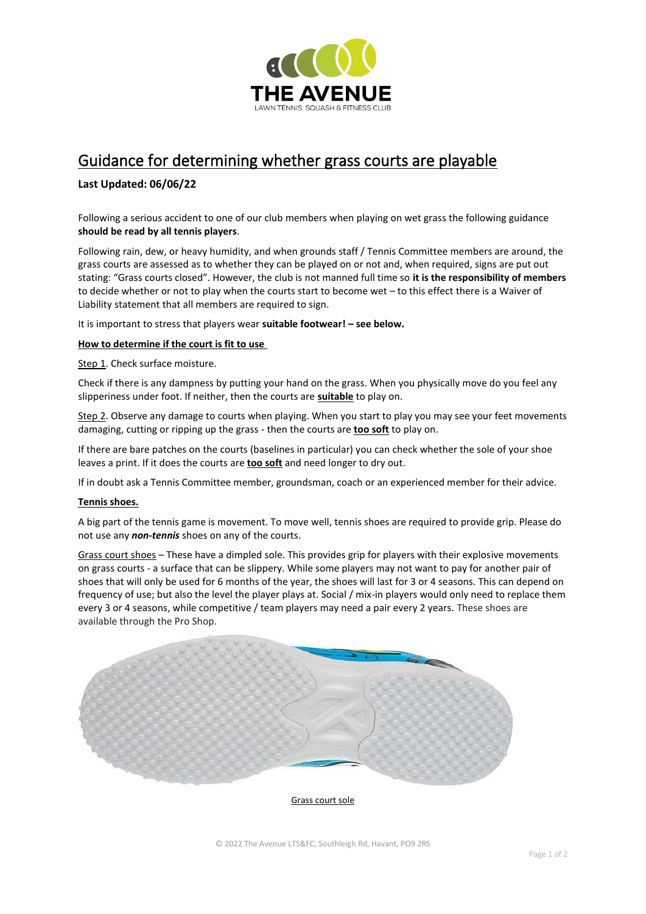# Guidance for determining whether grass courts are playable

**Last Updated: 06/06/22**

Following a serious accident to one of our club members when playing on wet grass the following guidance **should be read by all tennis players**.

Following rain, dew, or heavy humidity, and when grounds staff / Tennis Committee members are around, the grass courts are assessed as to whether they can be played on or not and, when required, signs are put out stating: "Grass courts closed". However, the club is not manned full time so **it is the responsibility of members** to decide whether or not to play when the courts start to become wet – to this effect there is a Waiver of Liability statement that all members are required to sign.

It is important to stress that players wear **suitable footwear! – see below.**

**How to determine if the court is fit to use**

Step 1. Check surface moisture.

Check if there is any dampness by putting your hand on the grass. When you physically move do you feel any slipperiness under foot. If neither, then the courts are **suitable** to play on.

Step 2. Observe any damage to courts when playing. When you start to play you may see your feet movements damaging, cutting or ripping up the grass - then the courts are **too soft** to play on.

If there are bare patches on the courts (baselines in particular) you can check whether the sole of your shoe leaves a print. If it does the courts are **too soft** and need longer to dry out.

If in doubt ask a Tennis Committee member, groundsman, coach or an experienced member for their advice.

**Tennis shoes.**

A big part of the tennis game is movement. To move well, tennis shoes are required to provide grip. Please do not use any ***non-tennis*** shoes on any of the courts.

Grass court shoes – These have a dimpled sole. This provides grip for players with their explosive movements on grass courts - a surface that can be slippery. While some players may not want to pay for another pair of shoes that will only be used for 6 months of the year, the shoes will last for 3 or 4 seasons. This can depend on frequency of use; but also the level the player plays at. Social / mix-in players would only need to replace them every 3 or 4 seasons, while competitive / team players may need a pair every 2 years. These shoes are available through the Pro Shop.

Grass court sole

© 2022 The Avenue LTS&FC, Southleigh Rd, Havant, PO9 2RS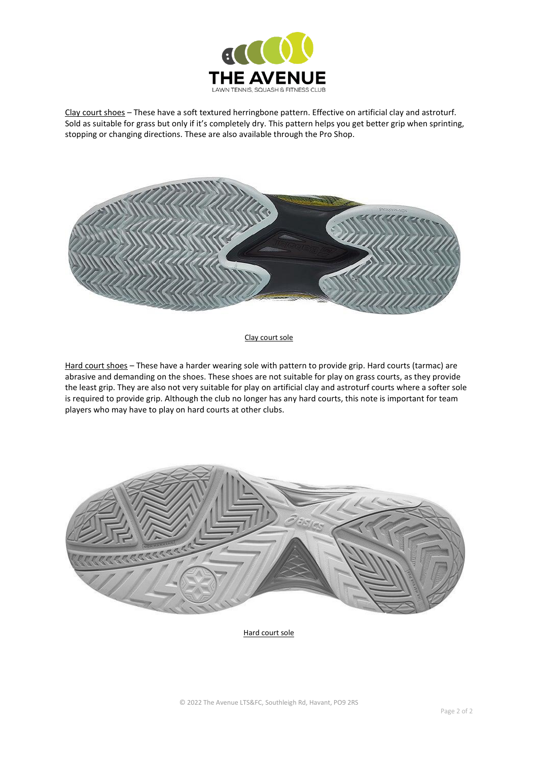Clay court shoes – These have a soft textured herringbone pattern. Effective on artificial clay and astroturf. Sold as suitable for grass but only if it's completely dry. This pattern helps you get better grip when sprinting, stopping or changing directions. These are also available through the Pro Shop.

Clay court sole

Hard court shoes – These have a harder wearing sole with pattern to provide grip. Hard courts (tarmac) are abrasive and demanding on the shoes. These shoes are not suitable for play on grass courts, as they provide the least grip. They are also not very suitable for play on artificial clay and astroturf courts where a softer sole is required to provide grip. Although the club no longer has any hard courts, this note is important for team players who may have to play on hard courts at other clubs.

Hard court sole

© 2022 The Avenue LTS&FC, Southleigh Rd, Havant, PO9 2RS